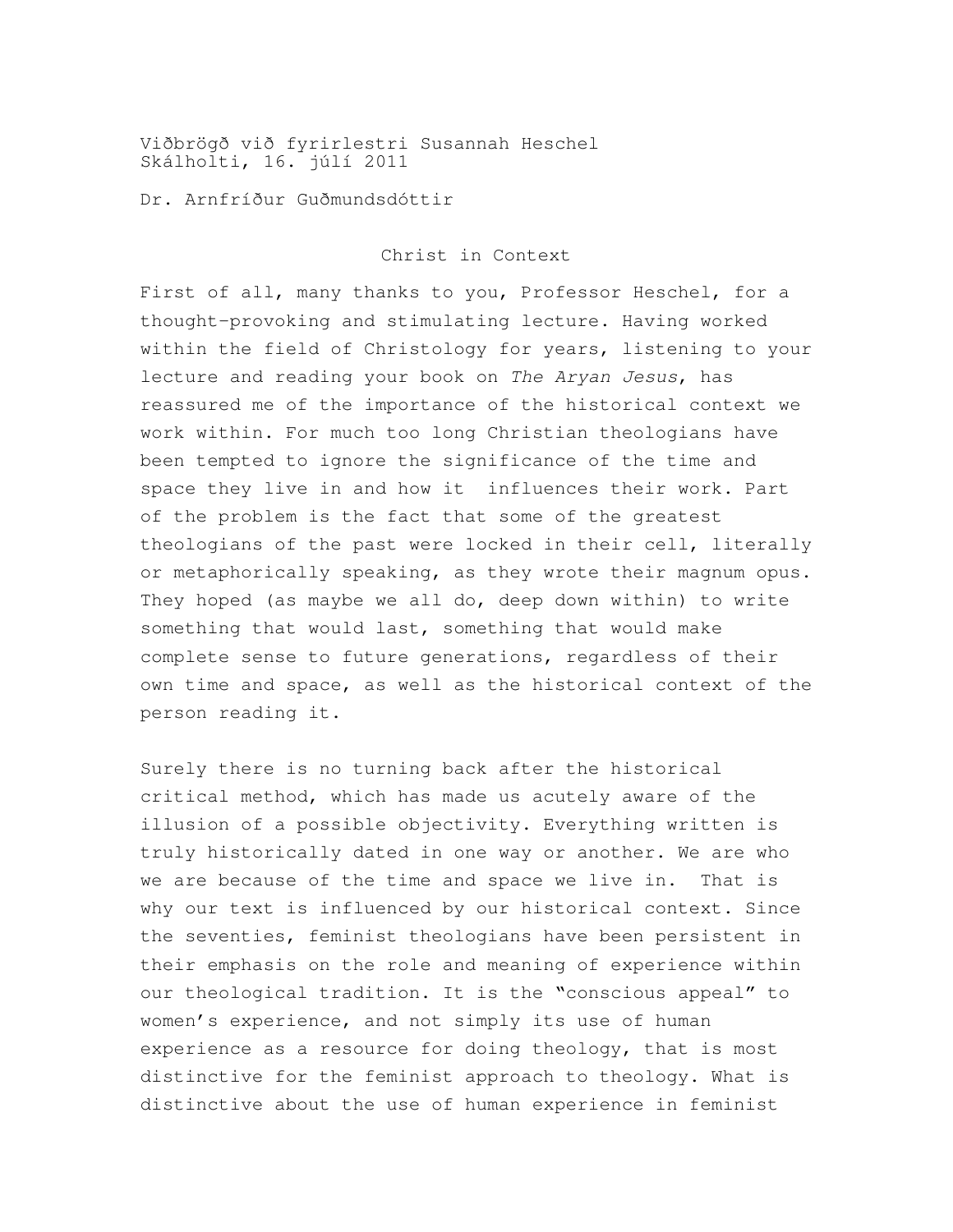Viðbrögð við fyrirlestri Susannah Heschel
Skálholti, 16. júlí 2011

Dr. Arnfríður Guðmundsdóttir

## Christ in Context

First of all, many thanks to you, Professor Heschel, for a thought-provoking and stimulating lecture. Having worked within the field of Christology for years, listening to your lecture and reading your book on *The Aryan Jesus*, has reassured me of the importance of the historical context we work within. For much too long Christian theologians have been tempted to ignore the significance of the time and space they live in and how it influences their work. Part of the problem is the fact that some of the greatest theologians of the past were locked in their cell, literally or metaphorically speaking, as they wrote their magnum opus. They hoped (as maybe we all do, deep down within) to write something that would last, something that would make complete sense to future generations, regardless of their own time and space, as well as the historical context of the person reading it.

Surely there is no turning back after the historical critical method, which has made us acutely aware of the illusion of a possible objectivity. Everything written is truly historically dated in one way or another. We are who we are because of the time and space we live in. That is why our text is influenced by our historical context. Since the seventies, feminist theologians have been persistent in their emphasis on the role and meaning of experience within our theological tradition. It is the "conscious appeal" to women's experience, and not simply its use of human experience as a resource for doing theology, that is most distinctive for the feminist approach to theology. What is distinctive about the use of human experience in feminist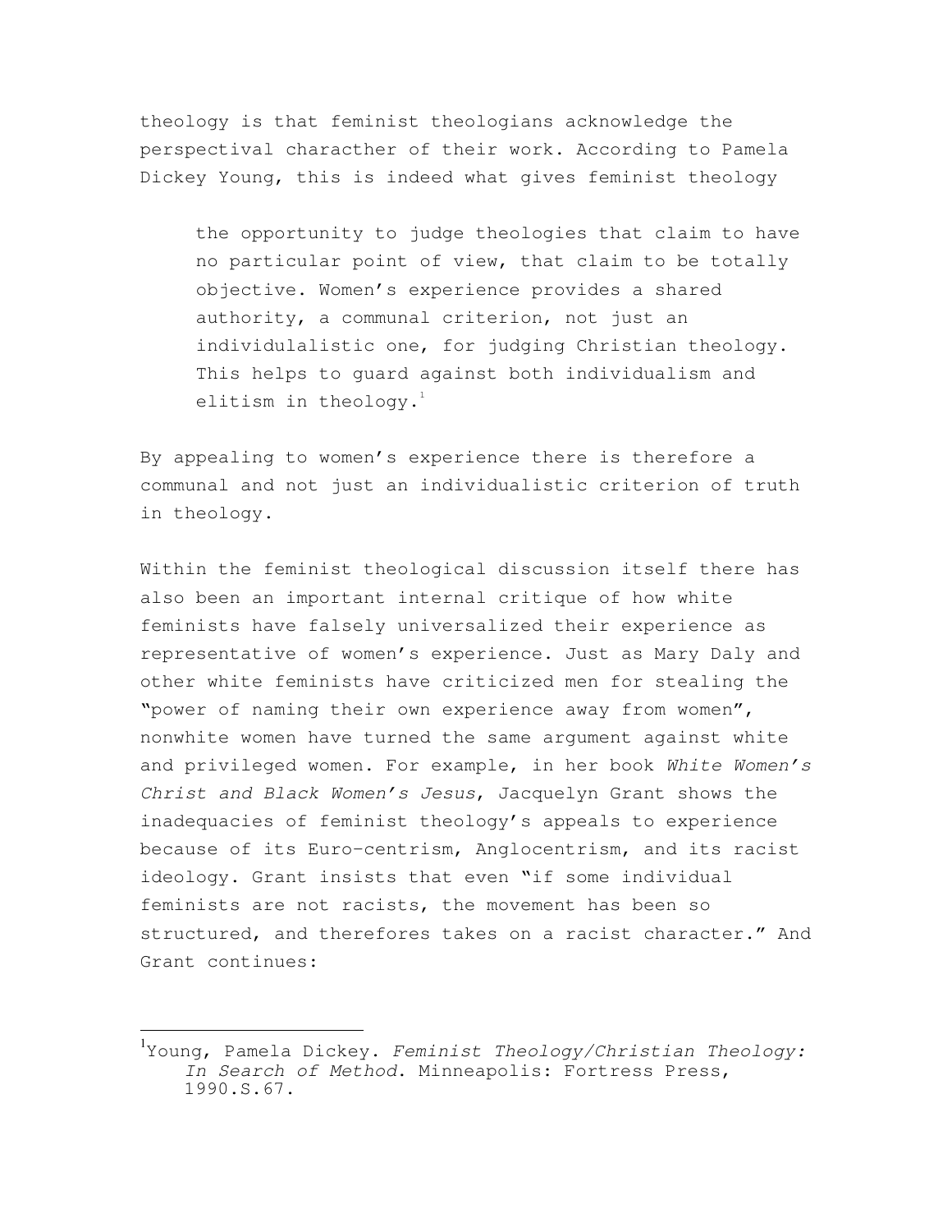theology is that feminist theologians acknowledge the perspectival characther of their work. According to Pamela Dickey Young, this is indeed what gives feminist theology

> the opportunity to judge theologies that claim to have no particular point of view, that claim to be totally objective. Women's experience provides a shared authority, a communal criterion, not just an individulalistic one, for judging Christian theology. This helps to guard against both individualism and elitism in theology.[1]

By appealing to women's experience there is therefore a communal and not just an individualistic criterion of truth in theology.

Within the feminist theological discussion itself there has also been an important internal critique of how white feminists have falsely universalized their experience as representative of women's experience. Just as Mary Daly and other white feminists have criticized men for stealing the "power of naming their own experience away from women", nonwhite women have turned the same argument against white and privileged women. For example, in her book *White Women's Christ and Black Women's Jesus*, Jacquelyn Grant shows the inadequacies of feminist theology's appeals to experience because of its Euro-centrism, Anglocentrism, and its racist ideology. Grant insists that even "if some individual feminists are not racists, the movement has been so structured, and therefores takes on a racist character." And Grant continues:

---

[1] Young, Pamela Dickey. *Feminist Theology/Christian Theology: In Search of Method*. Minneapolis: Fortress Press, 1990.S.67.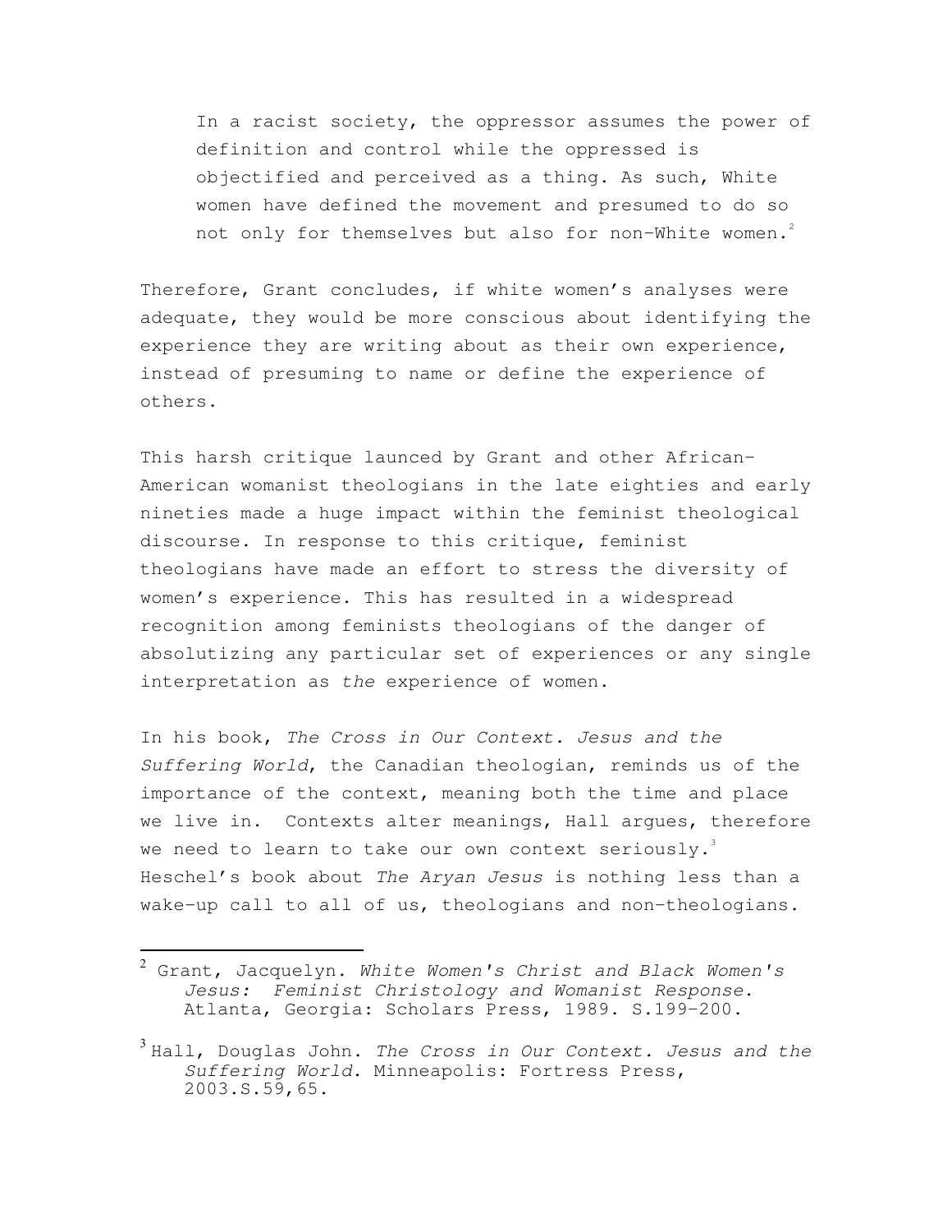> In a racist society, the oppressor assumes the power of definition and control while the oppressed is objectified and perceived as a thing. As such, White women have defined the movement and presumed to do so not only for themselves but also for non-White women.[2]

Therefore, Grant concludes, if white women's analyses were adequate, they would be more conscious about identifying the experience they are writing about as their own experience, instead of presuming to name or define the experience of others.

This harsh critique launced by Grant and other African-American womanist theologians in the late eighties and early nineties made a huge impact within the feminist theological discourse. In response to this critique, feminist theologians have made an effort to stress the diversity of women's experience. This has resulted in a widespread recognition among feminists theologians of the danger of absolutizing any particular set of experiences or any single interpretation as *the* experience of women.

In his book, *The Cross in Our Context. Jesus and the Suffering World*, the Canadian theologian, reminds us of the importance of the context, meaning both the time and place we live in. Contexts alter meanings, Hall argues, therefore we need to learn to take our own context seriously.[3] Heschel's book about *The Aryan Jesus* is nothing less than a wake-up call to all of us, theologians and non-theologians.

---

[2] Grant, Jacquelyn. *White Women's Christ and Black Women's Jesus: Feminist Christology and Womanist Response*. Atlanta, Georgia: Scholars Press, 1989. S.199-200.

[3] Hall, Douglas John. *The Cross in Our Context. Jesus and the Suffering World.* Minneapolis: Fortress Press, 2003.S.59,65.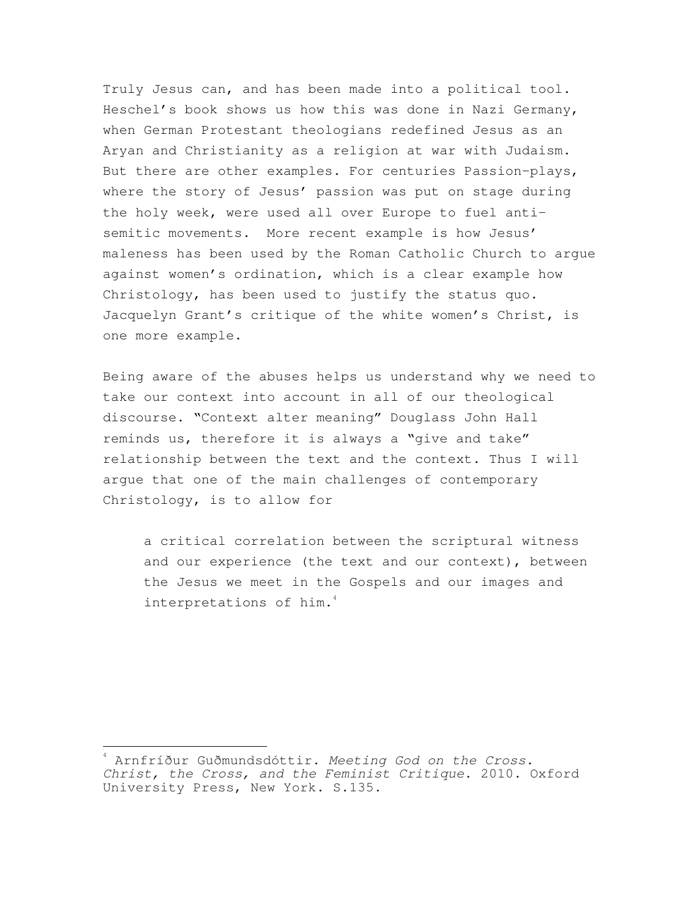Truly Jesus can, and has been made into a political tool. Heschel's book shows us how this was done in Nazi Germany, when German Protestant theologians redefined Jesus as an Aryan and Christianity as a religion at war with Judaism. But there are other examples. For centuries Passion-plays, where the story of Jesus' passion was put on stage during the holy week, were used all over Europe to fuel anti-semitic movements. More recent example is how Jesus' maleness has been used by the Roman Catholic Church to argue against women's ordination, which is a clear example how Christology, has been used to justify the status quo. Jacquelyn Grant's critique of the white women's Christ, is one more example.

Being aware of the abuses helps us understand why we need to take our context into account in all of our theological discourse. "Context alter meaning" Douglass John Hall reminds us, therefore it is always a "give and take" relationship between the text and the context. Thus I will argue that one of the main challenges of contemporary Christology, is to allow for

> a critical correlation between the scriptural witness and our experience (the text and our context), between the Jesus we meet in the Gospels and our images and interpretations of him.[4]

---

[4] Arnfríður Guðmundsdóttir. *Meeting God on the Cross. Christ, the Cross, and the Feminist Critique*. 2010. Oxford University Press, New York. S.135.